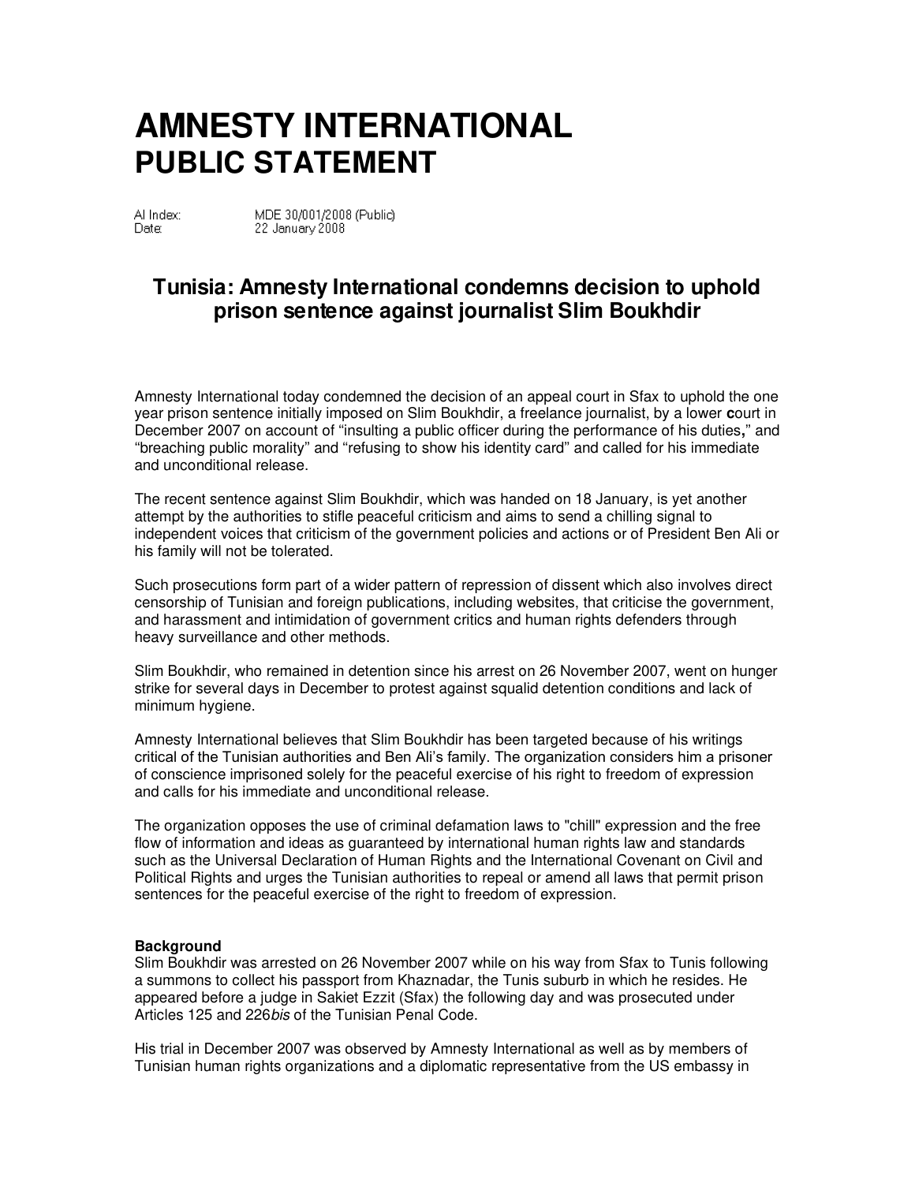# AMNESTY INTERNATIONAL
## PUBLIC STATEMENT

AI Index: MDE 30/001/2008 (Public)
Date: 22 January 2008

### Tunisia: Amnesty International condemns decision to uphold prison sentence against journalist Slim Boukhdir

Amnesty International today condemned the decision of an appeal court in Sfax to uphold the one year prison sentence initially imposed on Slim Boukhdir, a freelance journalist, by a lower court in December 2007 on account of "insulting a public officer during the performance of his duties," and "breaching public morality" and "refusing to show his identity card" and called for his immediate and unconditional release.

The recent sentence against Slim Boukhdir, which was handed on 18 January, is yet another attempt by the authorities to stifle peaceful criticism and aims to send a chilling signal to independent voices that criticism of the government policies and actions or of President Ben Ali or his family will not be tolerated.

Such prosecutions form part of a wider pattern of repression of dissent which also involves direct censorship of Tunisian and foreign publications, including websites, that criticise the government, and harassment and intimidation of government critics and human rights defenders through heavy surveillance and other methods.

Slim Boukhdir, who remained in detention since his arrest on 26 November 2007, went on hunger strike for several days in December to protest against squalid detention conditions and lack of minimum hygiene.

Amnesty International believes that Slim Boukhdir has been targeted because of his writings critical of the Tunisian authorities and Ben Ali's family. The organization considers him a prisoner of conscience imprisoned solely for the peaceful exercise of his right to freedom of expression and calls for his immediate and unconditional release.

The organization opposes the use of criminal defamation laws to "chill" expression and the free flow of information and ideas as guaranteed by international human rights law and standards such as the Universal Declaration of Human Rights and the International Covenant on Civil and Political Rights and urges the Tunisian authorities to repeal or amend all laws that permit prison sentences for the peaceful exercise of the right to freedom of expression.

**Background**

Slim Boukhdir was arrested on 26 November 2007 while on his way from Sfax to Tunis following a summons to collect his passport from Khaznadar, the Tunis suburb in which he resides. He appeared before a judge in Sakiet Ezzit (Sfax) the following day and was prosecuted under Articles 125 and 226*bis* of the Tunisian Penal Code.

His trial in December 2007 was observed by Amnesty International as well as by members of Tunisian human rights organizations and a diplomatic representative from the US embassy in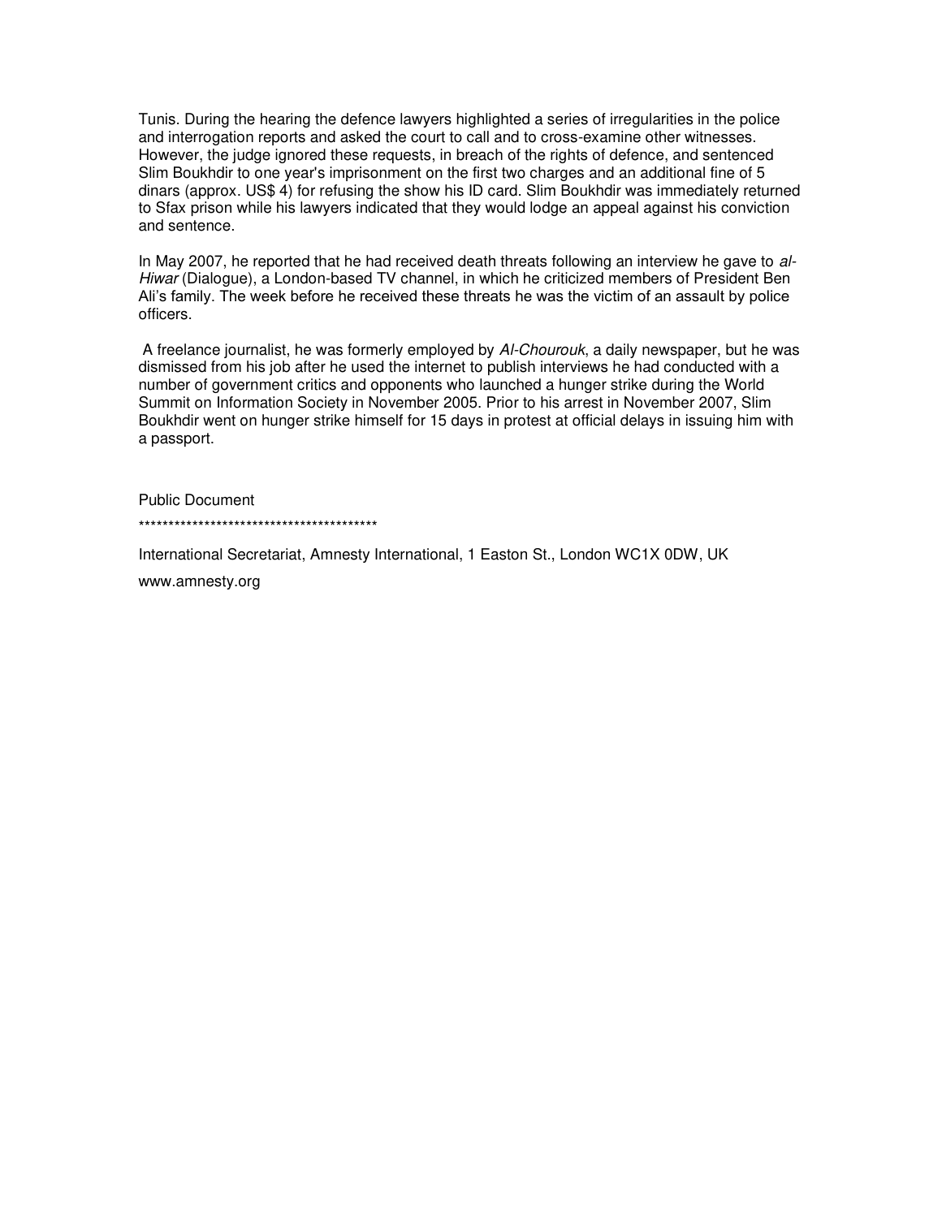Tunis. During the hearing the defence lawyers highlighted a series of irregularities in the police and interrogation reports and asked the court to call and to cross-examine other witnesses. However, the judge ignored these requests, in breach of the rights of defence, and sentenced Slim Boukhdir to one year's imprisonment on the first two charges and an additional fine of 5 dinars (approx. US$ 4) for refusing the show his ID card. Slim Boukhdir was immediately returned to Sfax prison while his lawyers indicated that they would lodge an appeal against his conviction and sentence.

In May 2007, he reported that he had received death threats following an interview he gave to *al-Hiwar* (Dialogue), a London-based TV channel, in which he criticized members of President Ben Ali's family. The week before he received these threats he was the victim of an assault by police officers.

A freelance journalist, he was formerly employed by *Al-Chourouk*, a daily newspaper, but he was dismissed from his job after he used the internet to publish interviews he had conducted with a number of government critics and opponents who launched a hunger strike during the World Summit on Information Society in November 2005. Prior to his arrest in November 2007, Slim Boukhdir went on hunger strike himself for 15 days in protest at official delays in issuing him with a passport.

Public Document

****************************************

International Secretariat, Amnesty International, 1 Easton St., London WC1X 0DW, UK

www.amnesty.org